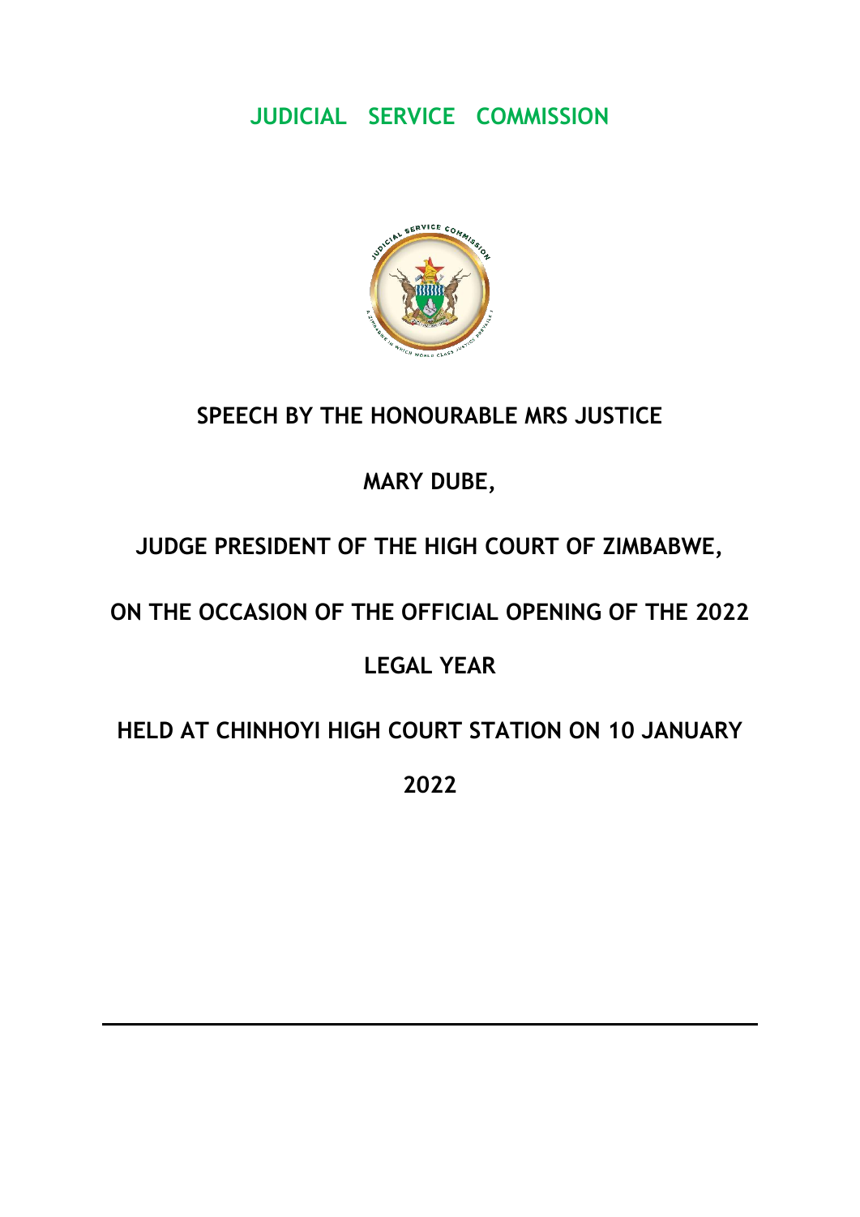# JUDICIAL SERVICE COMMISSION

## SPEECH BY THE HONOURABLE MRS JUSTICE MARY DUBE,

## JUDGE PRESIDENT OF THE HIGH COURT OF ZIMBABWE,

## ON THE OCCASION OF THE OFFICIAL OPENING OF THE 2022 LEGAL YEAR

## HELD AT CHINHOYI HIGH COURT STATION ON 10 JANUARY 2022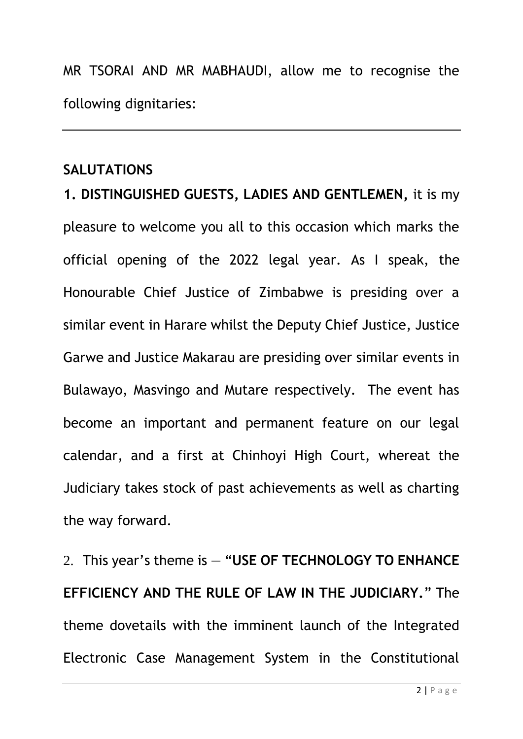MR TSORAI AND MR MABHAUDI, allow me to recognise the following dignitaries:

---

## SALUTATIONS

**1. DISTINGUISHED GUESTS, LADIES AND GENTLEMEN,** it is my pleasure to welcome you all to this occasion which marks the official opening of the 2022 legal year. As I speak, the Honourable Chief Justice of Zimbabwe is presiding over a similar event in Harare whilst the Deputy Chief Justice, Justice Garwe and Justice Makarau are presiding over similar events in Bulawayo, Masvingo and Mutare respectively. The event has become an important and permanent feature on our legal calendar, and a first at Chinhoyi High Court, whereat the Judiciary takes stock of past achievements as well as charting the way forward.

2. This year's theme is – "**USE OF TECHNOLOGY TO ENHANCE EFFICIENCY AND THE RULE OF LAW IN THE JUDICIARY.**" The theme dovetails with the imminent launch of the Integrated Electronic Case Management System in the Constitutional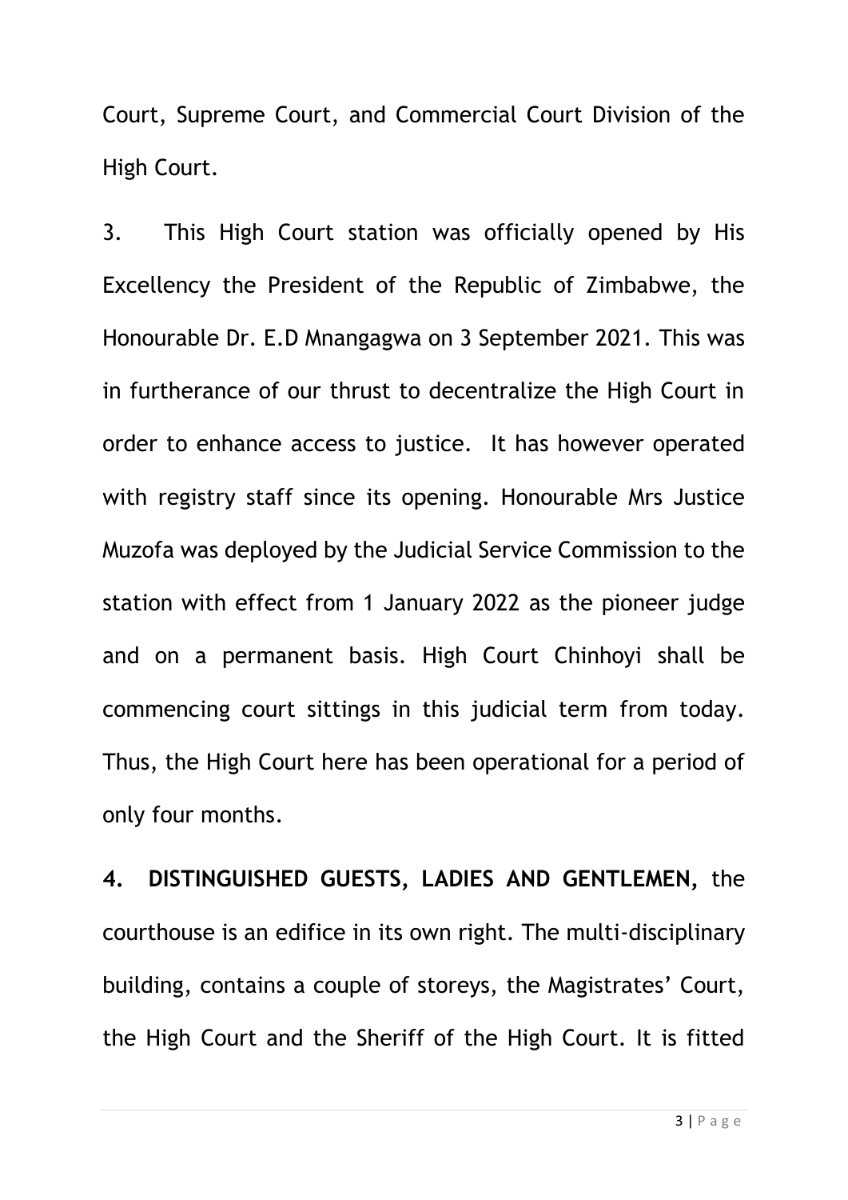Court, Supreme Court, and Commercial Court Division of the High Court.

3. This High Court station was officially opened by His Excellency the President of the Republic of Zimbabwe, the Honourable Dr. E.D Mnangagwa on 3 September 2021. This was in furtherance of our thrust to decentralize the High Court in order to enhance access to justice. It has however operated with registry staff since its opening. Honourable Mrs Justice Muzofa was deployed by the Judicial Service Commission to the station with effect from 1 January 2022 as the pioneer judge and on a permanent basis. High Court Chinhoyi shall be commencing court sittings in this judicial term from today. Thus, the High Court here has been operational for a period of only four months.

4. **DISTINGUISHED GUESTS, LADIES AND GENTLEMEN,** the courthouse is an edifice in its own right. The multi-disciplinary building, contains a couple of storeys, the Magistrates' Court, the High Court and the Sheriff of the High Court. It is fitted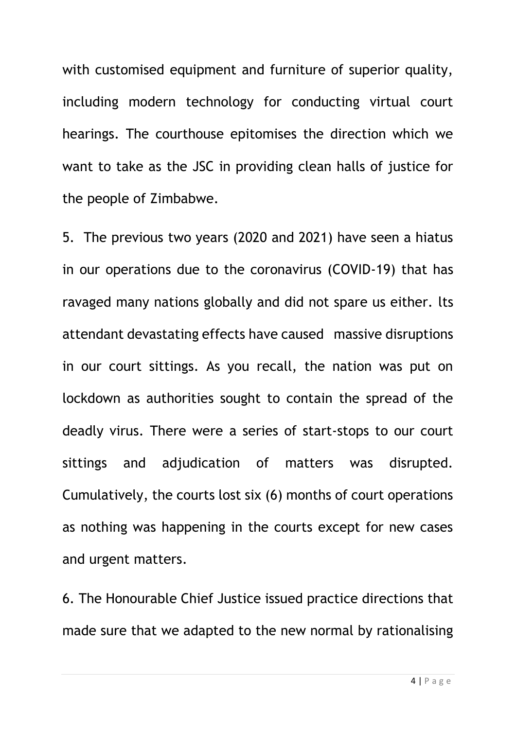with customised equipment and furniture of superior quality, including modern technology for conducting virtual court hearings. The courthouse epitomises the direction which we want to take as the JSC in providing clean halls of justice for the people of Zimbabwe.

5. The previous two years (2020 and 2021) have seen a hiatus in our operations due to the coronavirus (COVID-19) that has ravaged many nations globally and did not spare us either. Its attendant devastating effects have caused massive disruptions in our court sittings. As you recall, the nation was put on lockdown as authorities sought to contain the spread of the deadly virus. There were a series of start-stops to our court sittings and adjudication of matters was disrupted. Cumulatively, the courts lost six (6) months of court operations as nothing was happening in the courts except for new cases and urgent matters.

6. The Honourable Chief Justice issued practice directions that made sure that we adapted to the new normal by rationalising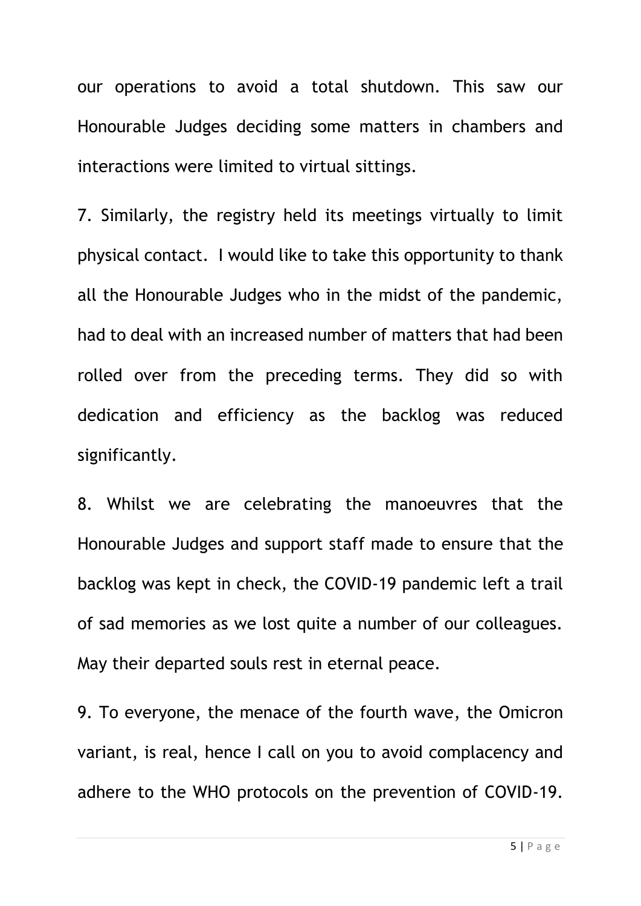our operations to avoid a total shutdown. This saw our Honourable Judges deciding some matters in chambers and interactions were limited to virtual sittings.

7. Similarly, the registry held its meetings virtually to limit physical contact. I would like to take this opportunity to thank all the Honourable Judges who in the midst of the pandemic, had to deal with an increased number of matters that had been rolled over from the preceding terms. They did so with dedication and efficiency as the backlog was reduced significantly.

8. Whilst we are celebrating the manoeuvres that the Honourable Judges and support staff made to ensure that the backlog was kept in check, the COVID-19 pandemic left a trail of sad memories as we lost quite a number of our colleagues. May their departed souls rest in eternal peace.

9. To everyone, the menace of the fourth wave, the Omicron variant, is real, hence I call on you to avoid complacency and adhere to the WHO protocols on the prevention of COVID-19.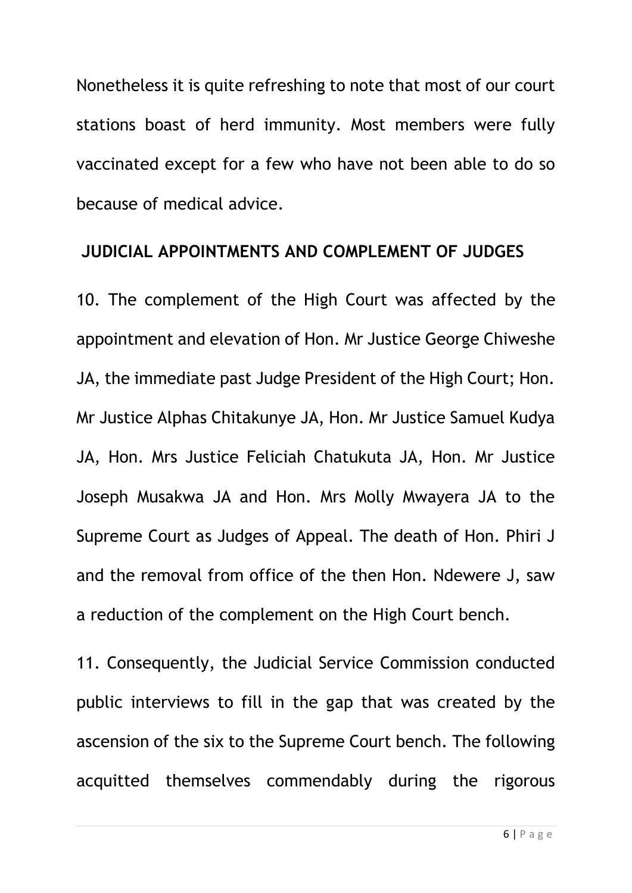Nonetheless it is quite refreshing to note that most of our court stations boast of herd immunity. Most members were fully vaccinated except for a few who have not been able to do so because of medical advice.

## JUDICIAL APPOINTMENTS AND COMPLEMENT OF JUDGES

10. The complement of the High Court was affected by the appointment and elevation of Hon. Mr Justice George Chiweshe JA, the immediate past Judge President of the High Court; Hon. Mr Justice Alphas Chitakunye JA, Hon. Mr Justice Samuel Kudya JA, Hon. Mrs Justice Feliciah Chatukuta JA, Hon. Mr Justice Joseph Musakwa JA and Hon. Mrs Molly Mwayera JA to the Supreme Court as Judges of Appeal. The death of Hon. Phiri J and the removal from office of the then Hon. Ndewere J, saw a reduction of the complement on the High Court bench.

11. Consequently, the Judicial Service Commission conducted public interviews to fill in the gap that was created by the ascension of the six to the Supreme Court bench. The following acquitted themselves commendably during the rigorous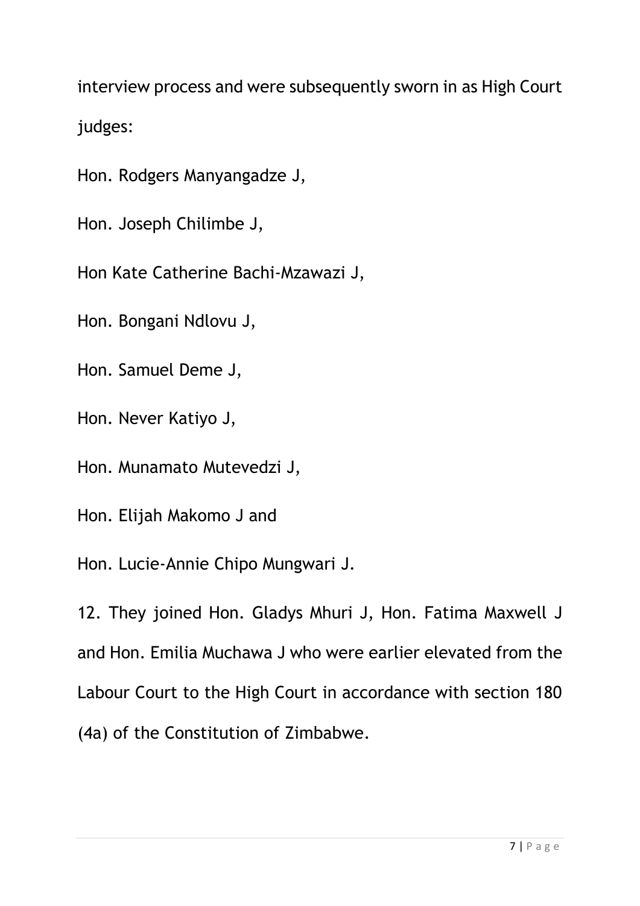interview process and were subsequently sworn in as High Court judges:

Hon. Rodgers Manyangadze J,

Hon. Joseph Chilimbe J,

Hon Kate Catherine Bachi-Mzawazi J,

Hon. Bongani Ndlovu J,

Hon. Samuel Deme J,

Hon. Never Katiyo J,

Hon. Munamato Mutevedzi J,

Hon. Elijah Makomo J and

Hon. Lucie-Annie Chipo Mungwari J.

12. They joined Hon. Gladys Mhuri J, Hon. Fatima Maxwell J and Hon. Emilia Muchawa J who were earlier elevated from the Labour Court to the High Court in accordance with section 180 (4a) of the Constitution of Zimbabwe.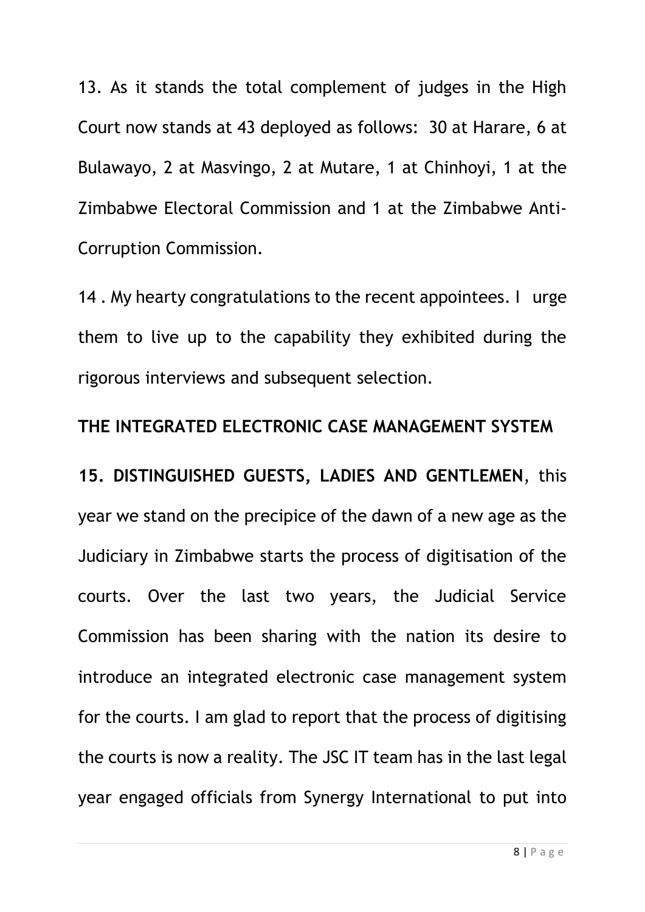13. As it stands the total complement of judges in the High Court now stands at 43 deployed as follows: 30 at Harare, 6 at Bulawayo, 2 at Masvingo, 2 at Mutare, 1 at Chinhoyi, 1 at the Zimbabwe Electoral Commission and 1 at the Zimbabwe Anti-Corruption Commission.

14 . My hearty congratulations to the recent appointees. I urge them to live up to the capability they exhibited during the rigorous interviews and subsequent selection.

## THE INTEGRATED ELECTRONIC CASE MANAGEMENT SYSTEM

**15. DISTINGUISHED GUESTS, LADIES AND GENTLEMEN**, this year we stand on the precipice of the dawn of a new age as the Judiciary in Zimbabwe starts the process of digitisation of the courts. Over the last two years, the Judicial Service Commission has been sharing with the nation its desire to introduce an integrated electronic case management system for the courts. I am glad to report that the process of digitising the courts is now a reality. The JSC IT team has in the last legal year engaged officials from Synergy International to put into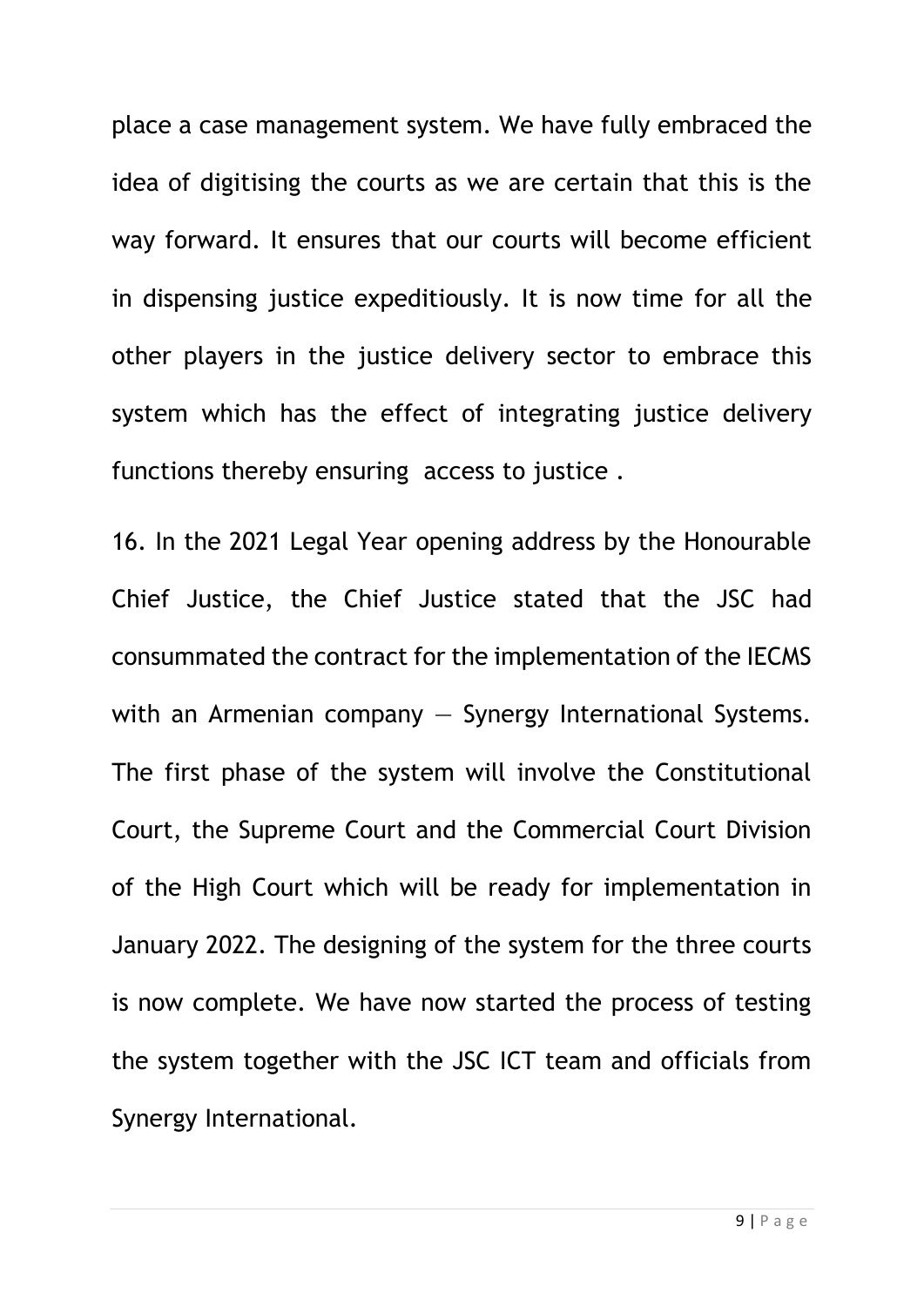place a case management system. We have fully embraced the idea of digitising the courts as we are certain that this is the way forward. It ensures that our courts will become efficient in dispensing justice expeditiously. It is now time for all the other players in the justice delivery sector to embrace this system which has the effect of integrating justice delivery functions thereby ensuring access to justice .

16. In the 2021 Legal Year opening address by the Honourable Chief Justice, the Chief Justice stated that the JSC had consummated the contract for the implementation of the IECMS with an Armenian company — Synergy International Systems. The first phase of the system will involve the Constitutional Court, the Supreme Court and the Commercial Court Division of the High Court which will be ready for implementation in January 2022. The designing of the system for the three courts is now complete. We have now started the process of testing the system together with the JSC ICT team and officials from Synergy International.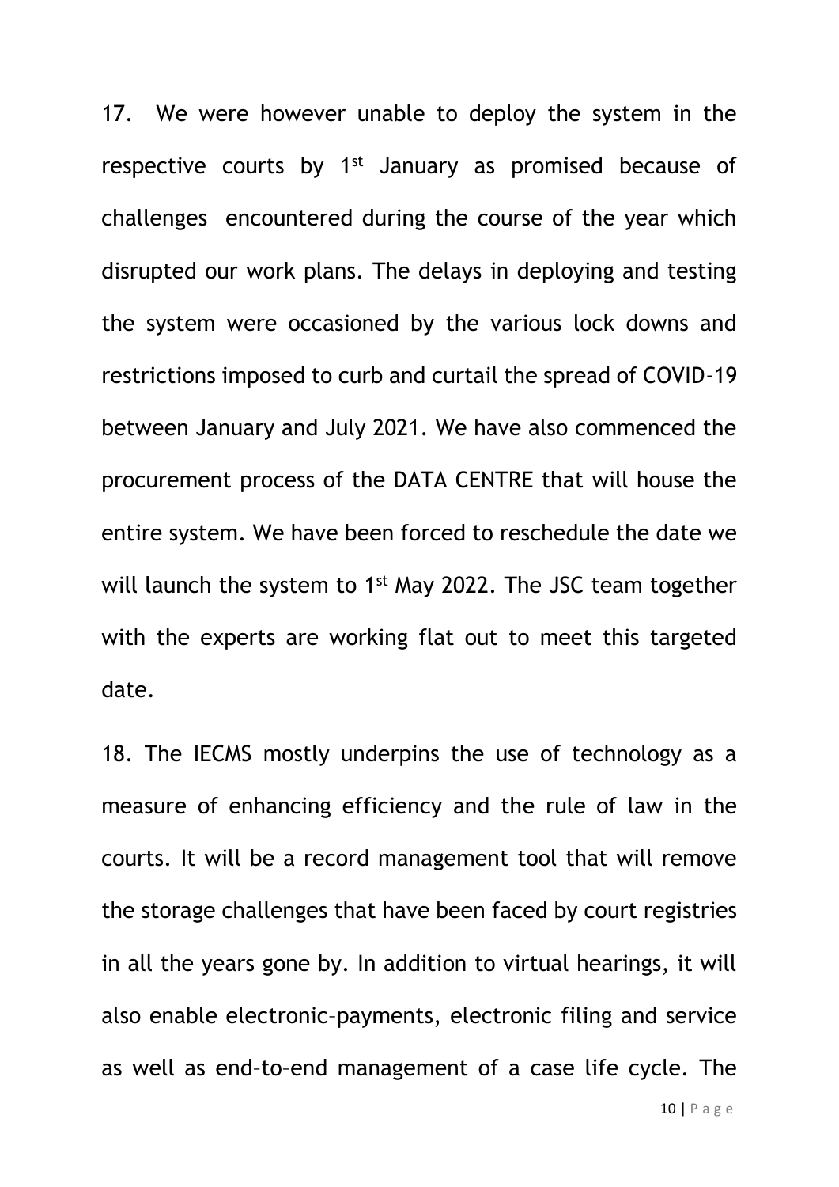17. We were however unable to deploy the system in the respective courts by 1st January as promised because of challenges encountered during the course of the year which disrupted our work plans. The delays in deploying and testing the system were occasioned by the various lock downs and restrictions imposed to curb and curtail the spread of COVID-19 between January and July 2021. We have also commenced the procurement process of the DATA CENTRE that will house the entire system. We have been forced to reschedule the date we will launch the system to 1st May 2022. The JSC team together with the experts are working flat out to meet this targeted date.

18. The IECMS mostly underpins the use of technology as a measure of enhancing efficiency and the rule of law in the courts. It will be a record management tool that will remove the storage challenges that have been faced by court registries in all the years gone by. In addition to virtual hearings, it will also enable electronic–payments, electronic filing and service as well as end–to–end management of a case life cycle. The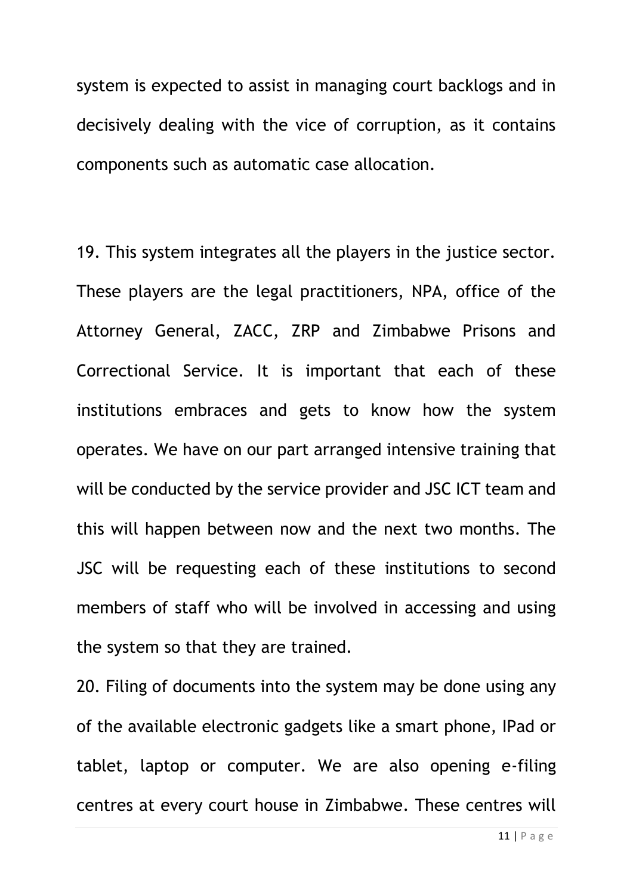system is expected to assist in managing court backlogs and in decisively dealing with the vice of corruption, as it contains components such as automatic case allocation.

19. This system integrates all the players in the justice sector. These players are the legal practitioners, NPA, office of the Attorney General, ZACC, ZRP and Zimbabwe Prisons and Correctional Service. It is important that each of these institutions embraces and gets to know how the system operates. We have on our part arranged intensive training that will be conducted by the service provider and JSC ICT team and this will happen between now and the next two months. The JSC will be requesting each of these institutions to second members of staff who will be involved in accessing and using the system so that they are trained.

20. Filing of documents into the system may be done using any of the available electronic gadgets like a smart phone, IPad or tablet, laptop or computer. We are also opening e-filing centres at every court house in Zimbabwe. These centres will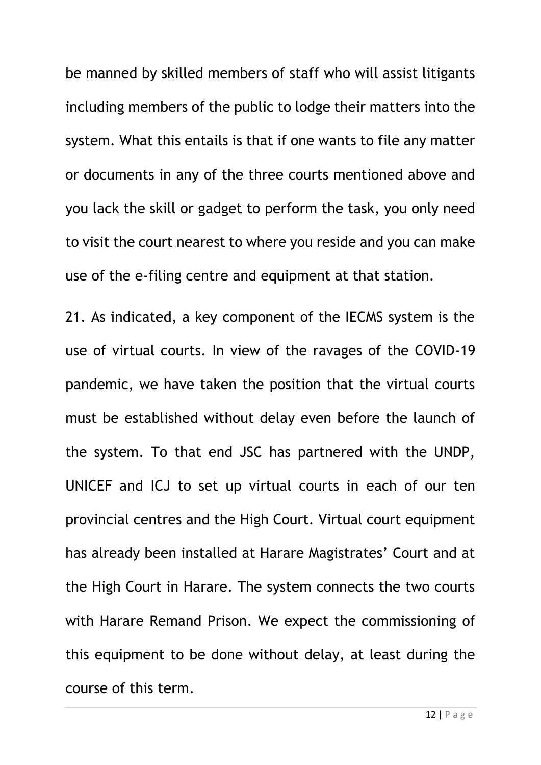be manned by skilled members of staff who will assist litigants including members of the public to lodge their matters into the system. What this entails is that if one wants to file any matter or documents in any of the three courts mentioned above and you lack the skill or gadget to perform the task, you only need to visit the court nearest to where you reside and you can make use of the e-filing centre and equipment at that station.

21. As indicated, a key component of the IECMS system is the use of virtual courts. In view of the ravages of the COVID-19 pandemic, we have taken the position that the virtual courts must be established without delay even before the launch of the system. To that end JSC has partnered with the UNDP, UNICEF and ICJ to set up virtual courts in each of our ten provincial centres and the High Court. Virtual court equipment has already been installed at Harare Magistrates' Court and at the High Court in Harare. The system connects the two courts with Harare Remand Prison. We expect the commissioning of this equipment to be done without delay, at least during the course of this term.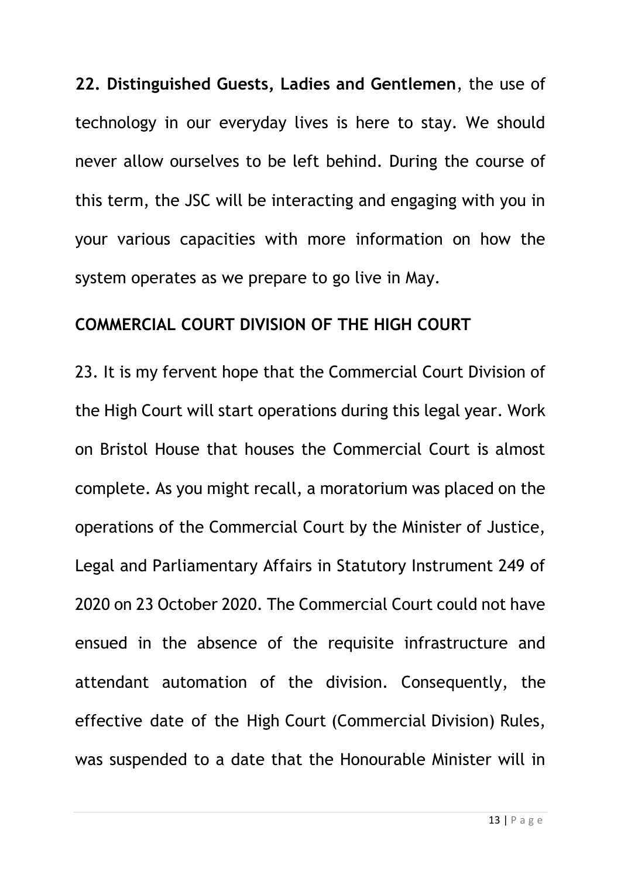**22. Distinguished Guests, Ladies and Gentlemen**, the use of technology in our everyday lives is here to stay. We should never allow ourselves to be left behind. During the course of this term, the JSC will be interacting and engaging with you in your various capacities with more information on how the system operates as we prepare to go live in May.

## COMMERCIAL COURT DIVISION OF THE HIGH COURT

23. It is my fervent hope that the Commercial Court Division of the High Court will start operations during this legal year. Work on Bristol House that houses the Commercial Court is almost complete. As you might recall, a moratorium was placed on the operations of the Commercial Court by the Minister of Justice, Legal and Parliamentary Affairs in Statutory Instrument 249 of 2020 on 23 October 2020. The Commercial Court could not have ensued in the absence of the requisite infrastructure and attendant automation of the division. Consequently, the effective date of the High Court (Commercial Division) Rules, was suspended to a date that the Honourable Minister will in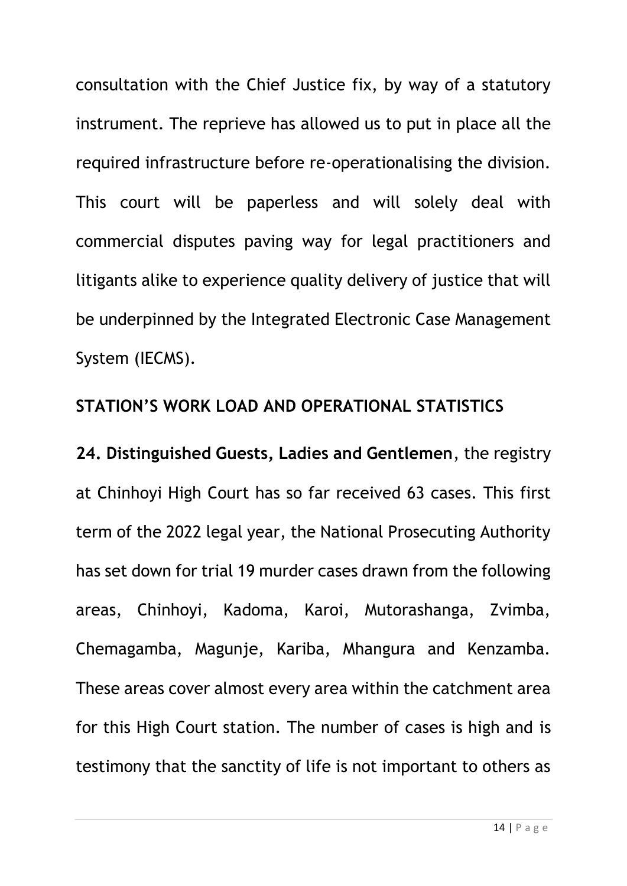consultation with the Chief Justice fix, by way of a statutory instrument. The reprieve has allowed us to put in place all the required infrastructure before re-operationalising the division. This court will be paperless and will solely deal with commercial disputes paving way for legal practitioners and litigants alike to experience quality delivery of justice that will be underpinned by the Integrated Electronic Case Management System (IECMS).

## STATION'S WORK LOAD AND OPERATIONAL STATISTICS

**24. Distinguished Guests, Ladies and Gentlemen**, the registry at Chinhoyi High Court has so far received 63 cases. This first term of the 2022 legal year, the National Prosecuting Authority has set down for trial 19 murder cases drawn from the following areas, Chinhoyi, Kadoma, Karoi, Mutorashanga, Zvimba, Chemagamba, Magunje, Kariba, Mhangura and Kenzamba. These areas cover almost every area within the catchment area for this High Court station. The number of cases is high and is testimony that the sanctity of life is not important to others as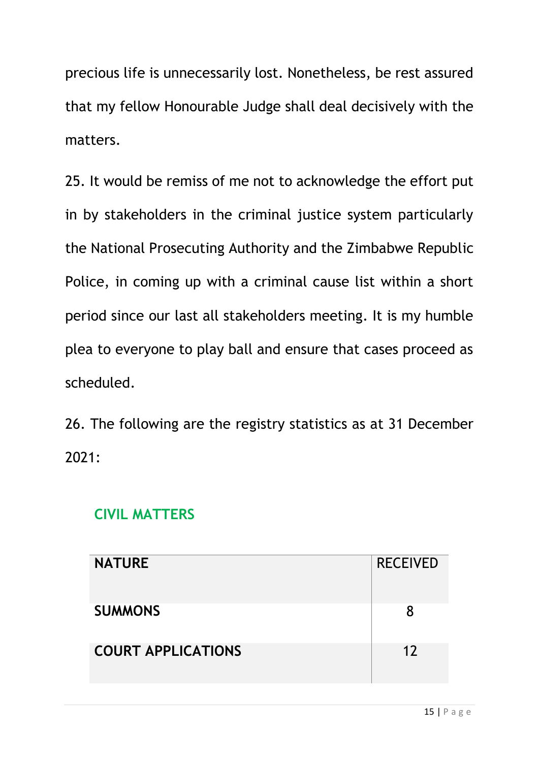precious life is unnecessarily lost. Nonetheless, be rest assured that my fellow Honourable Judge shall deal decisively with the matters.

25. It would be remiss of me not to acknowledge the effort put in by stakeholders in the criminal justice system particularly the National Prosecuting Authority and the Zimbabwe Republic Police, in coming up with a criminal cause list within a short period since our last all stakeholders meeting. It is my humble plea to everyone to play ball and ensure that cases proceed as scheduled.

26. The following are the registry statistics as at 31 December 2021:

## CIVIL MATTERS

| **NATURE** | RECEIVED |
| --- | --- |
| **SUMMONS** | 8 |
| **COURT APPLICATIONS** | 12 |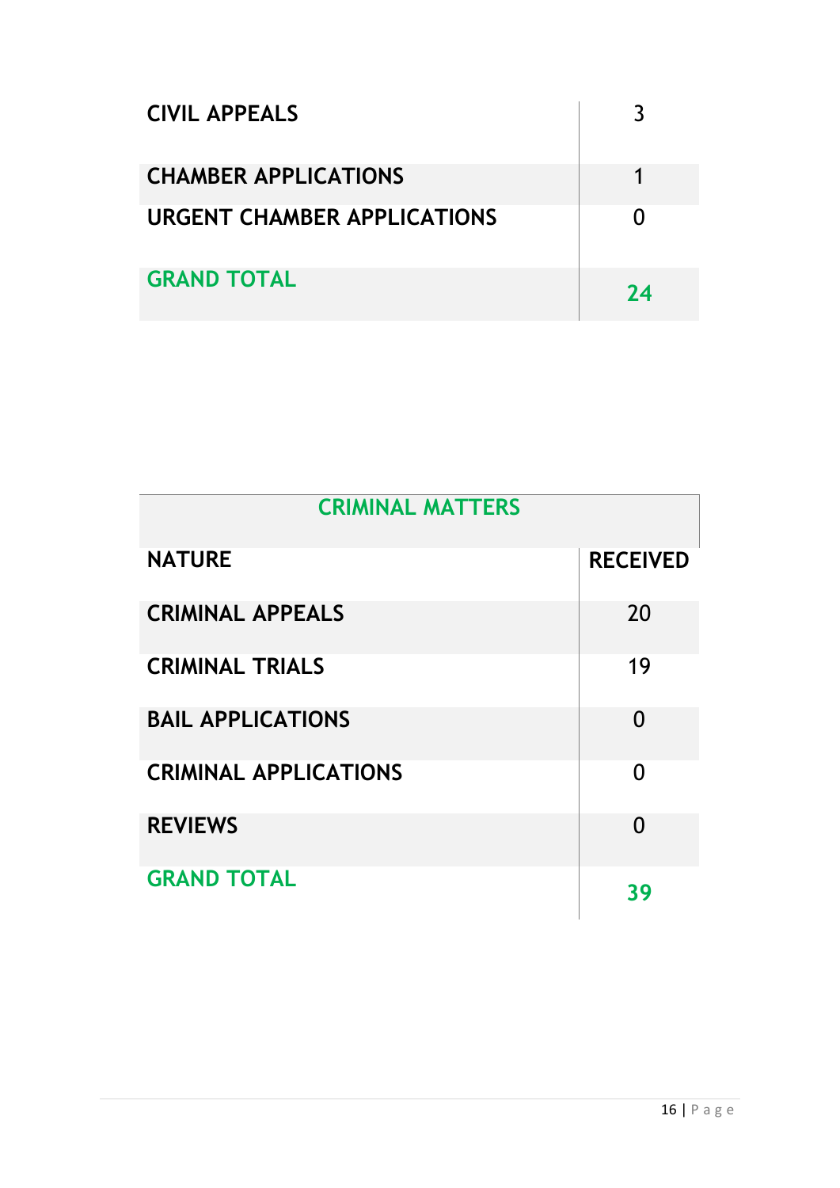| | |
|---|---|
| **CIVIL APPEALS** | 3 |
| **CHAMBER APPLICATIONS** | 1 |
| **URGENT CHAMBER APPLICATIONS** | 0 |
| **GRAND TOTAL** | **24** |

| **CRIMINAL MATTERS** | |
|---|---|
| **NATURE** | **RECEIVED** |
| **CRIMINAL APPEALS** | 20 |
| **CRIMINAL TRIALS** | 19 |
| **BAIL APPLICATIONS** | 0 |
| **CRIMINAL APPLICATIONS** | 0 |
| **REVIEWS** | 0 |
| **GRAND TOTAL** | **39** |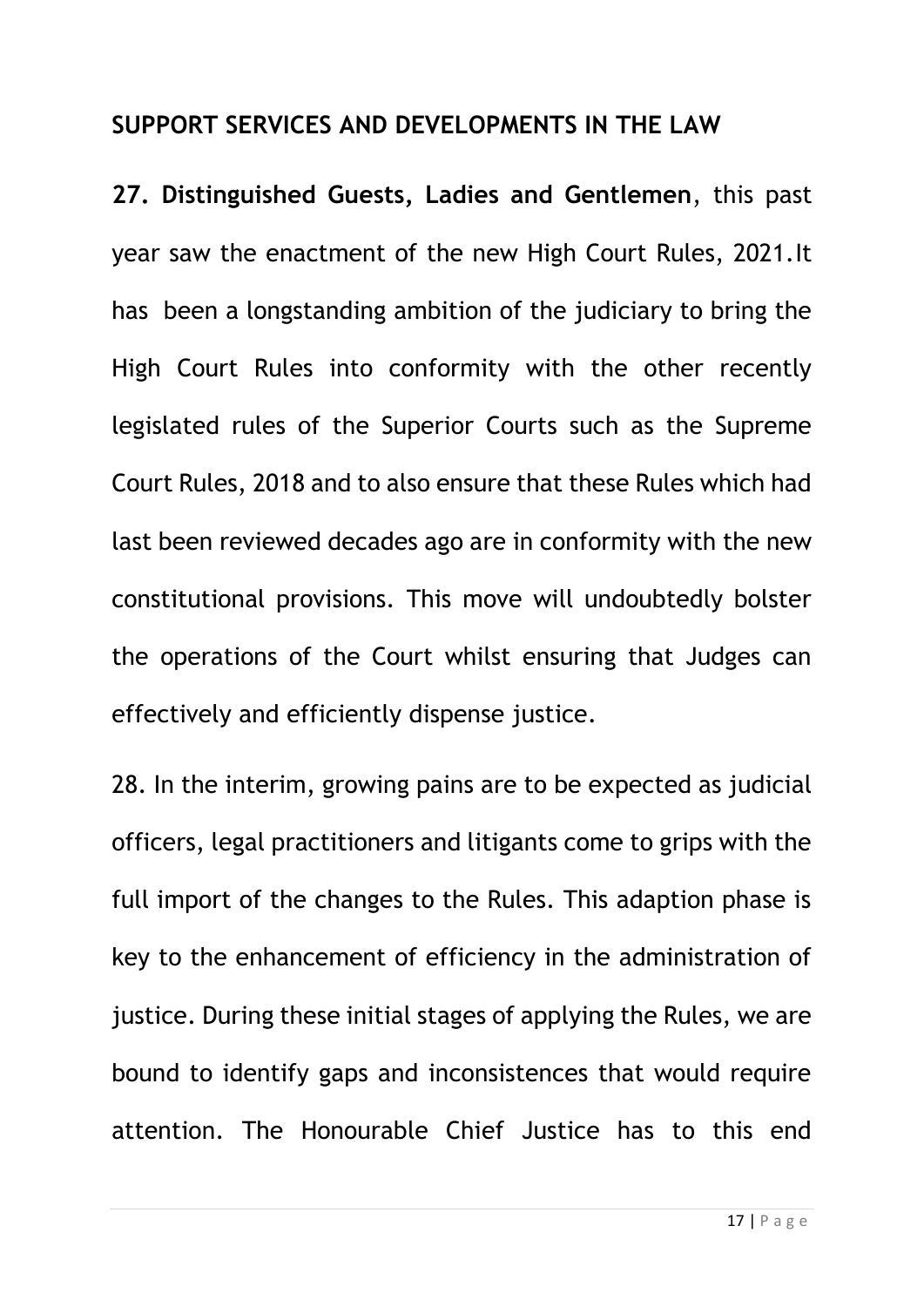## SUPPORT SERVICES AND DEVELOPMENTS IN THE LAW

**27. Distinguished Guests, Ladies and Gentlemen**, this past year saw the enactment of the new High Court Rules, 2021.It has been a longstanding ambition of the judiciary to bring the High Court Rules into conformity with the other recently legislated rules of the Superior Courts such as the Supreme Court Rules, 2018 and to also ensure that these Rules which had last been reviewed decades ago are in conformity with the new constitutional provisions. This move will undoubtedly bolster the operations of the Court whilst ensuring that Judges can effectively and efficiently dispense justice.

28. In the interim, growing pains are to be expected as judicial officers, legal practitioners and litigants come to grips with the full import of the changes to the Rules. This adaption phase is key to the enhancement of efficiency in the administration of justice. During these initial stages of applying the Rules, we are bound to identify gaps and inconsistences that would require attention. The Honourable Chief Justice has to this end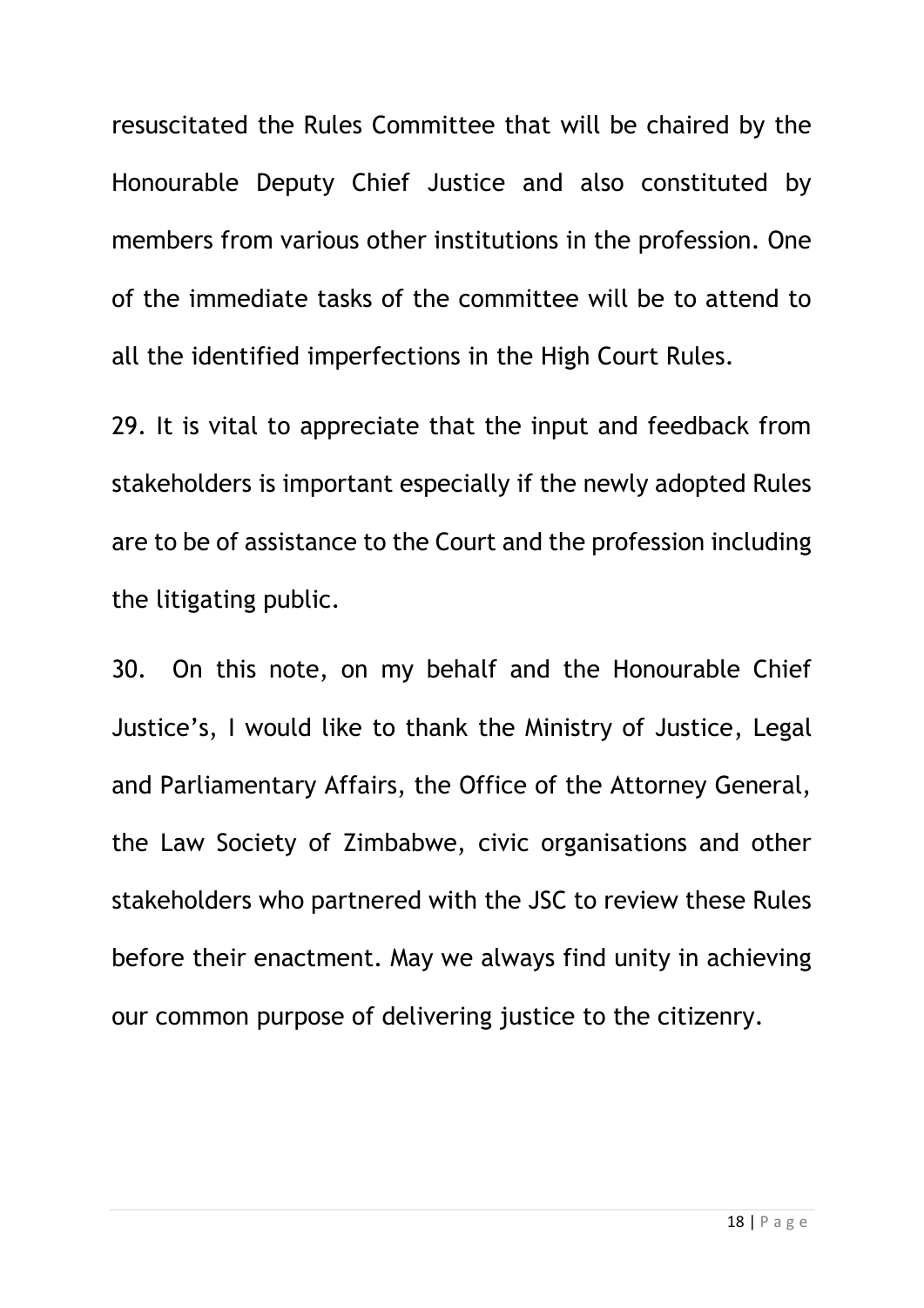resuscitated the Rules Committee that will be chaired by the Honourable Deputy Chief Justice and also constituted by members from various other institutions in the profession. One of the immediate tasks of the committee will be to attend to all the identified imperfections in the High Court Rules.

29. It is vital to appreciate that the input and feedback from stakeholders is important especially if the newly adopted Rules are to be of assistance to the Court and the profession including the litigating public.

30. On this note, on my behalf and the Honourable Chief Justice's, I would like to thank the Ministry of Justice, Legal and Parliamentary Affairs, the Office of the Attorney General, the Law Society of Zimbabwe, civic organisations and other stakeholders who partnered with the JSC to review these Rules before their enactment. May we always find unity in achieving our common purpose of delivering justice to the citizenry.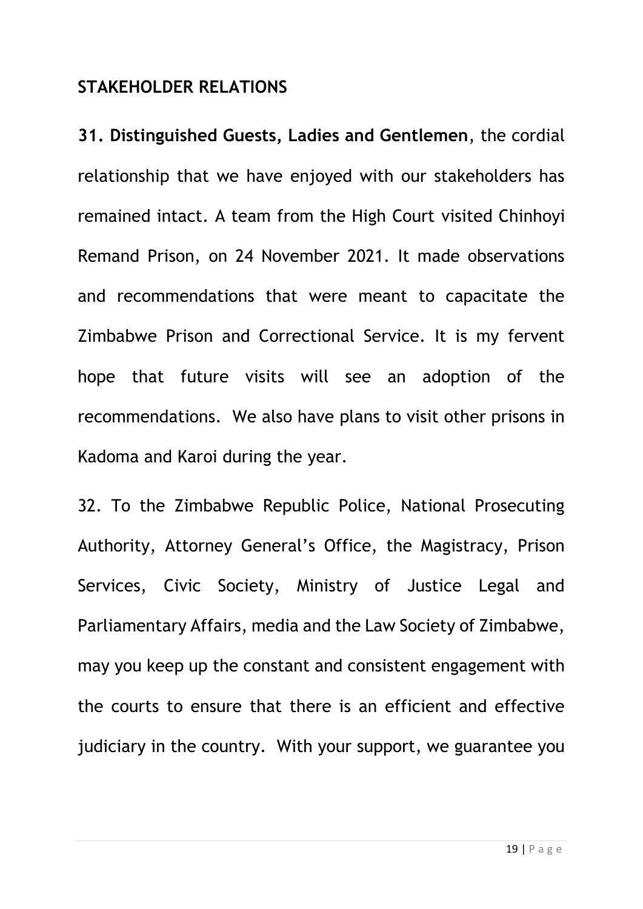## STAKEHOLDER RELATIONS

**31. Distinguished Guests, Ladies and Gentlemen**, the cordial relationship that we have enjoyed with our stakeholders has remained intact. A team from the High Court visited Chinhoyi Remand Prison, on 24 November 2021. It made observations and recommendations that were meant to capacitate the Zimbabwe Prison and Correctional Service. It is my fervent hope that future visits will see an adoption of the recommendations. We also have plans to visit other prisons in Kadoma and Karoi during the year.

32. To the Zimbabwe Republic Police, National Prosecuting Authority, Attorney General's Office, the Magistracy, Prison Services, Civic Society, Ministry of Justice Legal and Parliamentary Affairs, media and the Law Society of Zimbabwe, may you keep up the constant and consistent engagement with the courts to ensure that there is an efficient and effective judiciary in the country. With your support, we guarantee you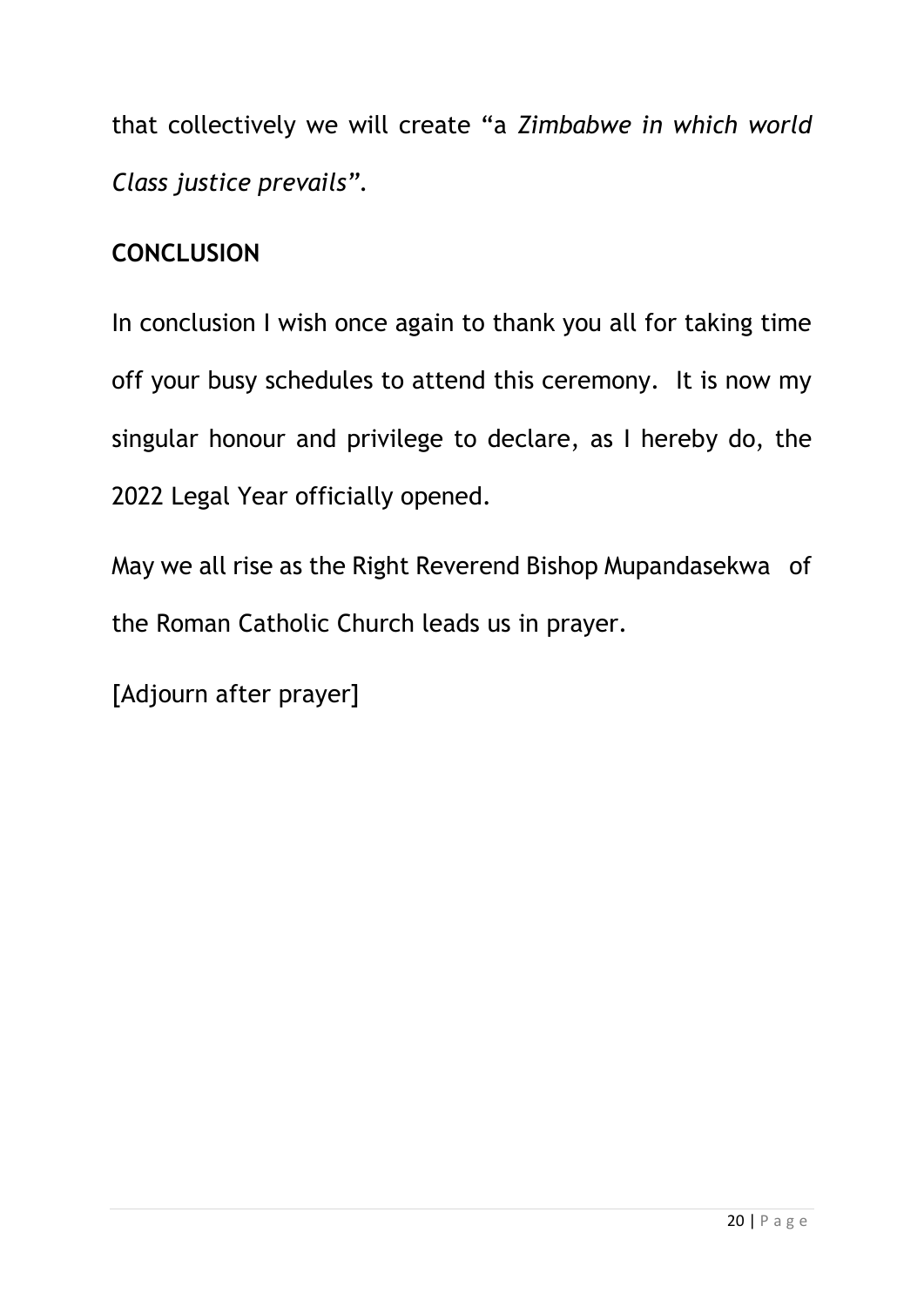that collectively we will create "a *Zimbabwe in which world Class justice prevails*".

**CONCLUSION**

In conclusion I wish once again to thank you all for taking time off your busy schedules to attend this ceremony. It is now my singular honour and privilege to declare, as I hereby do, the 2022 Legal Year officially opened.

May we all rise as the Right Reverend Bishop Mupandasekwa of the Roman Catholic Church leads us in prayer.

[Adjourn after prayer]